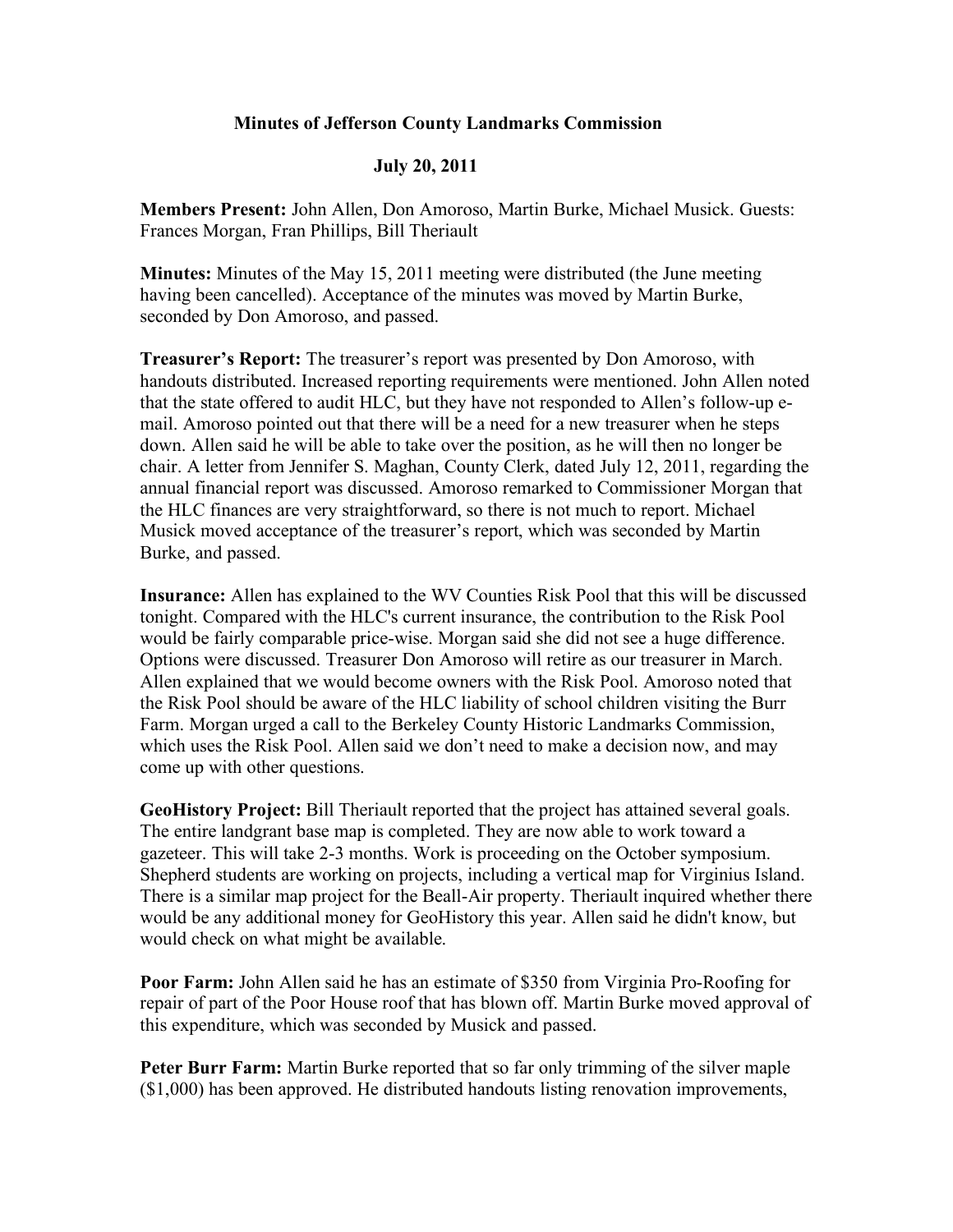# Minutes of Jefferson County Landmarks Commission

## July 20, 2011

**Members Present:** John Allen, Don Amoroso, Martin Burke, Michael Musick. Guests: Frances Morgan, Fran Phillips, Bill Theriault

**Minutes:** Minutes of the May 15, 2011 meeting were distributed (the June meeting having been cancelled). Acceptance of the minutes was moved by Martin Burke, seconded by Don Amoroso, and passed.

**Treasurer's Report:** The treasurer's report was presented by Don Amoroso, with handouts distributed. Increased reporting requirements were mentioned. John Allen noted that the state offered to audit HLC, but they have not responded to Allen's follow-up e-mail. Amoroso pointed out that there will be a need for a new treasurer when he steps down. Allen said he will be able to take over the position, as he will then no longer be chair. A letter from Jennifer S. Maghan, County Clerk, dated July 12, 2011, regarding the annual financial report was discussed. Amoroso remarked to Commissioner Morgan that the HLC finances are very straightforward, so there is not much to report. Michael Musick moved acceptance of the treasurer's report, which was seconded by Martin Burke, and passed.

**Insurance:** Allen has explained to the WV Counties Risk Pool that this will be discussed tonight. Compared with the HLC's current insurance, the contribution to the Risk Pool would be fairly comparable price-wise. Morgan said she did not see a huge difference. Options were discussed. Treasurer Don Amoroso will retire as our treasurer in March. Allen explained that we would become owners with the Risk Pool. Amoroso noted that the Risk Pool should be aware of the HLC liability of school children visiting the Burr Farm. Morgan urged a call to the Berkeley County Historic Landmarks Commission, which uses the Risk Pool. Allen said we don't need to make a decision now, and may come up with other questions.

**GeoHistory Project:** Bill Theriault reported that the project has attained several goals. The entire landgrant base map is completed. They are now able to work toward a gazeteer. This will take 2-3 months. Work is proceeding on the October symposium. Shepherd students are working on projects, including a vertical map for Virginius Island. There is a similar map project for the Beall-Air property. Theriault inquired whether there would be any additional money for GeoHistory this year. Allen said he didn't know, but would check on what might be available.

**Poor Farm:** John Allen said he has an estimate of $350 from Virginia Pro-Roofing for repair of part of the Poor House roof that has blown off. Martin Burke moved approval of this expenditure, which was seconded by Musick and passed.

**Peter Burr Farm:** Martin Burke reported that so far only trimming of the silver maple ($1,000) has been approved. He distributed handouts listing renovation improvements,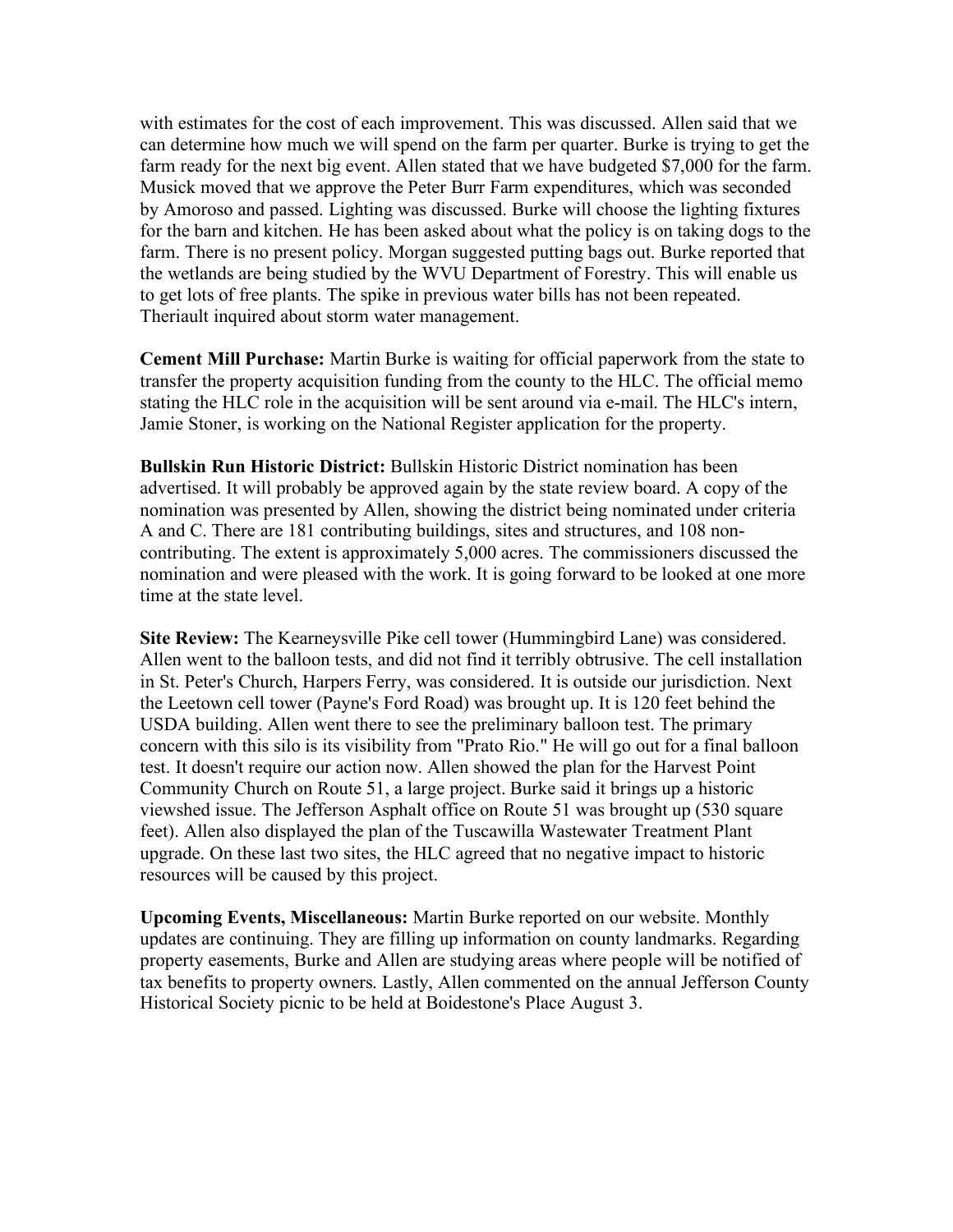with estimates for the cost of each improvement. This was discussed. Allen said that we can determine how much we will spend on the farm per quarter. Burke is trying to get the farm ready for the next big event. Allen stated that we have budgeted $7,000 for the farm. Musick moved that we approve the Peter Burr Farm expenditures, which was seconded by Amoroso and passed. Lighting was discussed. Burke will choose the lighting fixtures for the barn and kitchen. He has been asked about what the policy is on taking dogs to the farm. There is no present policy. Morgan suggested putting bags out. Burke reported that the wetlands are being studied by the WVU Department of Forestry. This will enable us to get lots of free plants. The spike in previous water bills has not been repeated. Theriault inquired about storm water management.

**Cement Mill Purchase:** Martin Burke is waiting for official paperwork from the state to transfer the property acquisition funding from the county to the HLC. The official memo stating the HLC role in the acquisition will be sent around via e-mail. The HLC's intern, Jamie Stoner, is working on the National Register application for the property.

**Bullskin Run Historic District:** Bullskin Historic District nomination has been advertised. It will probably be approved again by the state review board. A copy of the nomination was presented by Allen, showing the district being nominated under criteria A and C. There are 181 contributing buildings, sites and structures, and 108 non-contributing. The extent is approximately 5,000 acres. The commissioners discussed the nomination and were pleased with the work. It is going forward to be looked at one more time at the state level.

**Site Review:** The Kearneysville Pike cell tower (Hummingbird Lane) was considered. Allen went to the balloon tests, and did not find it terribly obtrusive. The cell installation in St. Peter's Church, Harpers Ferry, was considered. It is outside our jurisdiction. Next the Leetown cell tower (Payne's Ford Road) was brought up. It is 120 feet behind the USDA building. Allen went there to see the preliminary balloon test. The primary concern with this silo is its visibility from "Prato Rio." He will go out for a final balloon test. It doesn't require our action now. Allen showed the plan for the Harvest Point Community Church on Route 51, a large project. Burke said it brings up a historic viewshed issue. The Jefferson Asphalt office on Route 51 was brought up (530 square feet). Allen also displayed the plan of the Tuscawilla Wastewater Treatment Plant upgrade. On these last two sites, the HLC agreed that no negative impact to historic resources will be caused by this project.

**Upcoming Events, Miscellaneous:** Martin Burke reported on our website. Monthly updates are continuing. They are filling up information on county landmarks. Regarding property easements, Burke and Allen are studying areas where people will be notified of tax benefits to property owners. Lastly, Allen commented on the annual Jefferson County Historical Society picnic to be held at Boidestone's Place August 3.